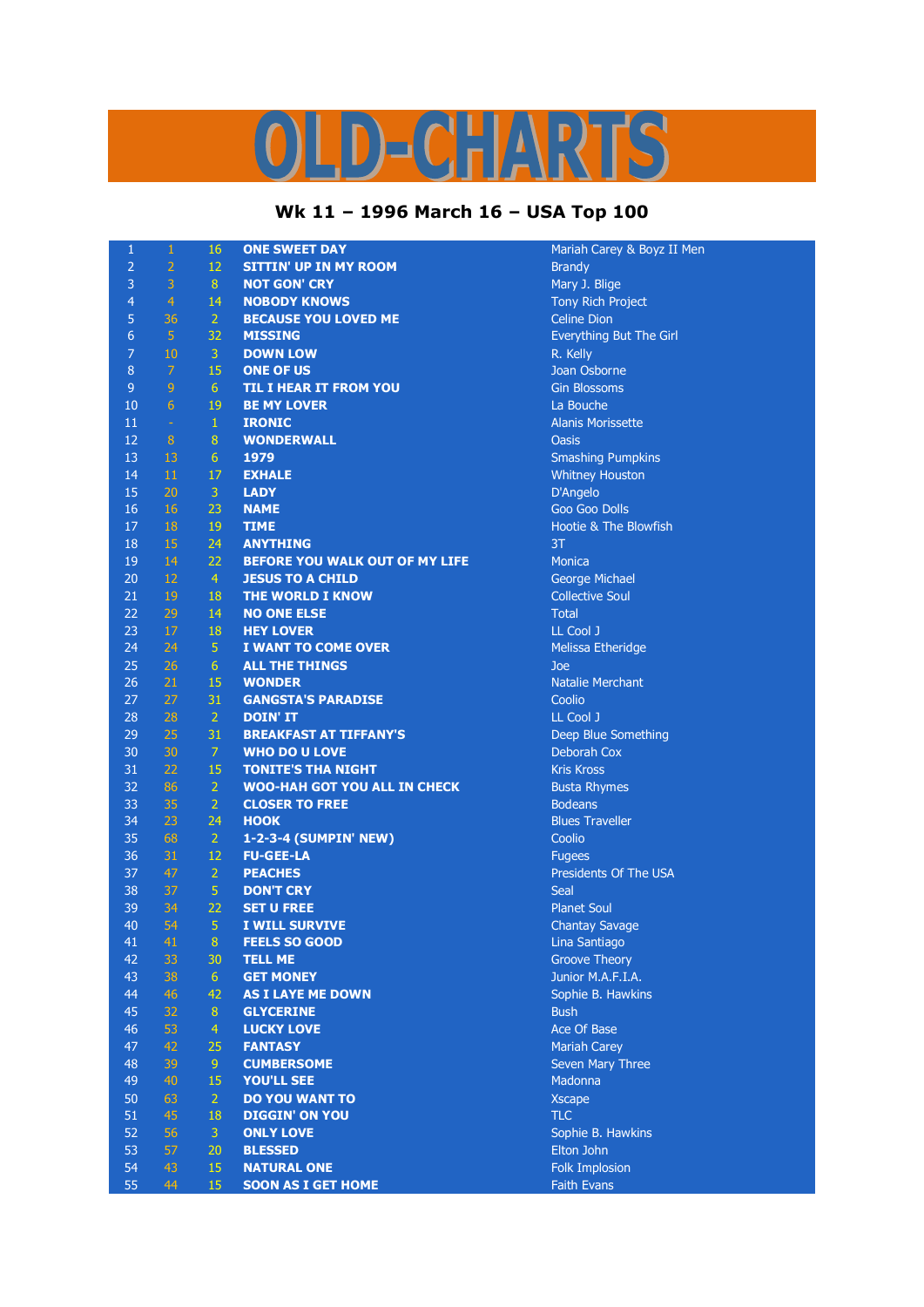# OLD-CHARTS

## Wk 11 – 1996 March 16 – USA Top 100

| | | | | |
|---|---|---|---|---|
| 1 | 1 | 16 | ONE SWEET DAY | Mariah Carey & Boyz II Men |
| 2 | 2 | 12 | SITTIN' UP IN MY ROOM | Brandy |
| 3 | 3 | 8 | NOT GON' CRY | Mary J. Blige |
| 4 | 4 | 14 | NOBODY KNOWS | Tony Rich Project |
| 5 | 36 | 2 | BECAUSE YOU LOVED ME | Celine Dion |
| 6 | 5 | 32 | MISSING | Everything But The Girl |
| 7 | 10 | 3 | DOWN LOW | R. Kelly |
| 8 | 7 | 15 | ONE OF US | Joan Osborne |
| 9 | 9 | 6 | TIL I HEAR IT FROM YOU | Gin Blossoms |
| 10 | 6 | 19 | BE MY LOVER | La Bouche |
| 11 | - | 1 | IRONIC | Alanis Morissette |
| 12 | 8 | 8 | WONDERWALL | Oasis |
| 13 | 13 | 6 | 1979 | Smashing Pumpkins |
| 14 | 11 | 17 | EXHALE | Whitney Houston |
| 15 | 20 | 3 | LADY | D'Angelo |
| 16 | 16 | 23 | NAME | Goo Goo Dolls |
| 17 | 18 | 19 | TIME | Hootie & The Blowfish |
| 18 | 15 | 24 | ANYTHING | 3T |
| 19 | 14 | 22 | BEFORE YOU WALK OUT OF MY LIFE | Monica |
| 20 | 12 | 4 | JESUS TO A CHILD | George Michael |
| 21 | 19 | 18 | THE WORLD I KNOW | Collective Soul |
| 22 | 29 | 14 | NO ONE ELSE | Total |
| 23 | 17 | 18 | HEY LOVER | LL Cool J |
| 24 | 24 | 5 | I WANT TO COME OVER | Melissa Etheridge |
| 25 | 26 | 6 | ALL THE THINGS | Joe |
| 26 | 21 | 15 | WONDER | Natalie Merchant |
| 27 | 27 | 31 | GANGSTA'S PARADISE | Coolio |
| 28 | 28 | 2 | DOIN' IT | LL Cool J |
| 29 | 25 | 31 | BREAKFAST AT TIFFANY'S | Deep Blue Something |
| 30 | 30 | 7 | WHO DO U LOVE | Deborah Cox |
| 31 | 22 | 15 | TONITE'S THA NIGHT | Kris Kross |
| 32 | 86 | 2 | WOO-HAH GOT YOU ALL IN CHECK | Busta Rhymes |
| 33 | 35 | 2 | CLOSER TO FREE | Bodeans |
| 34 | 23 | 24 | HOOK | Blues Traveller |
| 35 | 68 | 2 | 1-2-3-4 (SUMPIN' NEW) | Coolio |
| 36 | 31 | 12 | FU-GEE-LA | Fugees |
| 37 | 47 | 2 | PEACHES | Presidents Of The USA |
| 38 | 37 | 5 | DON'T CRY | Seal |
| 39 | 34 | 22 | SET U FREE | Planet Soul |
| 40 | 54 | 5 | I WILL SURVIVE | Chantay Savage |
| 41 | 41 | 8 | FEELS SO GOOD | Lina Santiago |
| 42 | 33 | 30 | TELL ME | Groove Theory |
| 43 | 38 | 6 | GET MONEY | Junior M.A.F.I.A. |
| 44 | 46 | 42 | AS I LAYE ME DOWN | Sophie B. Hawkins |
| 45 | 32 | 8 | GLYCERINE | Bush |
| 46 | 53 | 4 | LUCKY LOVE | Ace Of Base |
| 47 | 42 | 25 | FANTASY | Mariah Carey |
| 48 | 39 | 9 | CUMBERSOME | Seven Mary Three |
| 49 | 40 | 15 | YOU'LL SEE | Madonna |
| 50 | 63 | 2 | DO YOU WANT TO | Xscape |
| 51 | 45 | 18 | DIGGIN' ON YOU | TLC |
| 52 | 56 | 3 | ONLY LOVE | Sophie B. Hawkins |
| 53 | 57 | 20 | BLESSED | Elton John |
| 54 | 43 | 15 | NATURAL ONE | Folk Implosion |
| 55 | 44 | 15 | SOON AS I GET HOME | Faith Evans |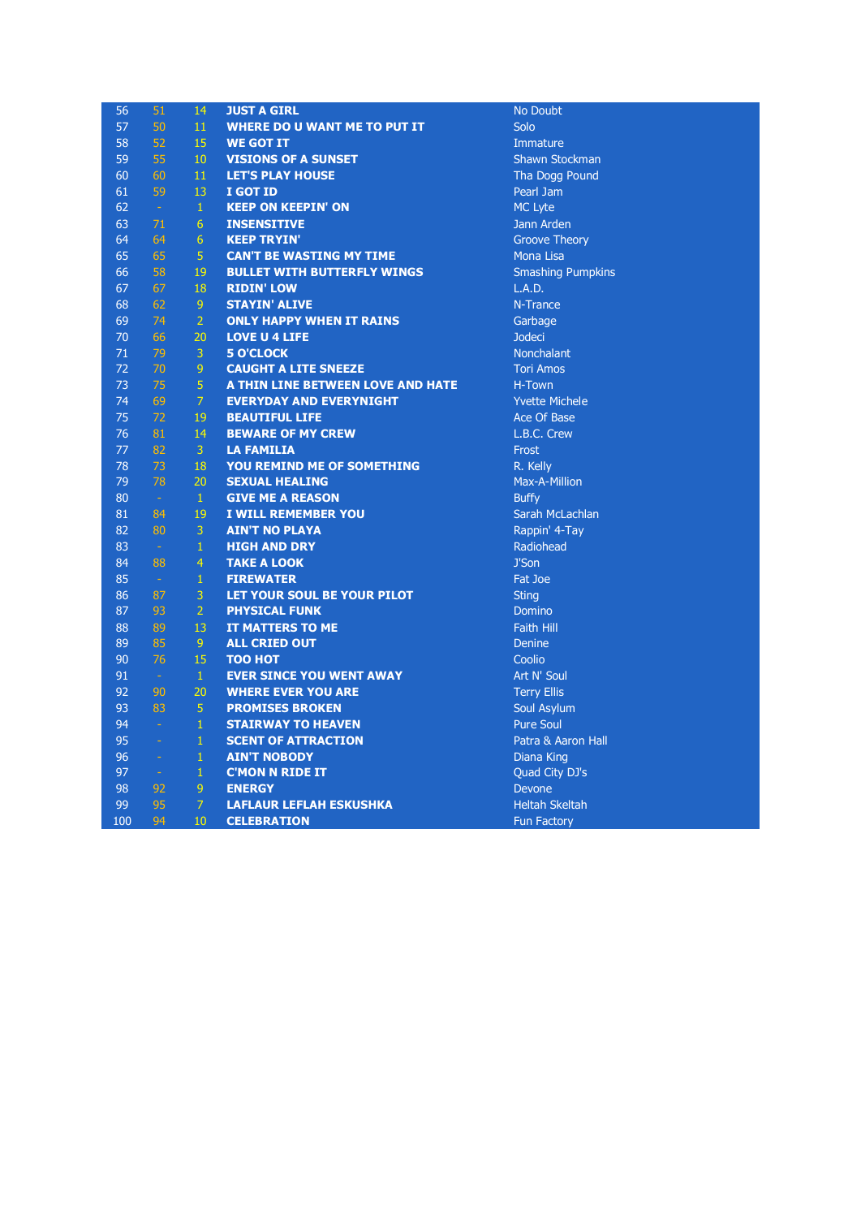| | | | | |
|---|---|---|---|---|
| 56 | 51 | 14 | JUST A GIRL | No Doubt |
| 57 | 50 | 11 | WHERE DO U WANT ME TO PUT IT | Solo |
| 58 | 52 | 15 | WE GOT IT | Immature |
| 59 | 55 | 10 | VISIONS OF A SUNSET | Shawn Stockman |
| 60 | 60 | 11 | LET'S PLAY HOUSE | Tha Dogg Pound |
| 61 | 59 | 13 | I GOT ID | Pearl Jam |
| 62 | - | 1 | KEEP ON KEEPIN' ON | MC Lyte |
| 63 | 71 | 6 | INSENSITIVE | Jann Arden |
| 64 | 64 | 6 | KEEP TRYIN' | Groove Theory |
| 65 | 65 | 5 | CAN'T BE WASTING MY TIME | Mona Lisa |
| 66 | 58 | 19 | BULLET WITH BUTTERFLY WINGS | Smashing Pumpkins |
| 67 | 67 | 18 | RIDIN' LOW | L.A.D. |
| 68 | 62 | 9 | STAYIN' ALIVE | N-Trance |
| 69 | 74 | 2 | ONLY HAPPY WHEN IT RAINS | Garbage |
| 70 | 66 | 20 | LOVE U 4 LIFE | Jodeci |
| 71 | 79 | 3 | 5 O'CLOCK | Nonchalant |
| 72 | 70 | 9 | CAUGHT A LITE SNEEZE | Tori Amos |
| 73 | 75 | 5 | A THIN LINE BETWEEN LOVE AND HATE | H-Town |
| 74 | 69 | 7 | EVERYDAY AND EVERYNIGHT | Yvette Michele |
| 75 | 72 | 19 | BEAUTIFUL LIFE | Ace Of Base |
| 76 | 81 | 14 | BEWARE OF MY CREW | L.B.C. Crew |
| 77 | 82 | 3 | LA FAMILIA | Frost |
| 78 | 73 | 18 | YOU REMIND ME OF SOMETHING | R. Kelly |
| 79 | 78 | 20 | SEXUAL HEALING | Max-A-Million |
| 80 | - | 1 | GIVE ME A REASON | Buffy |
| 81 | 84 | 19 | I WILL REMEMBER YOU | Sarah McLachlan |
| 82 | 80 | 3 | AIN'T NO PLAYA | Rappin' 4-Tay |
| 83 | - | 1 | HIGH AND DRY | Radiohead |
| 84 | 88 | 4 | TAKE A LOOK | J'Son |
| 85 | - | 1 | FIREWATER | Fat Joe |
| 86 | 87 | 3 | LET YOUR SOUL BE YOUR PILOT | Sting |
| 87 | 93 | 2 | PHYSICAL FUNK | Domino |
| 88 | 89 | 13 | IT MATTERS TO ME | Faith Hill |
| 89 | 85 | 9 | ALL CRIED OUT | Denine |
| 90 | 76 | 15 | TOO HOT | Coolio |
| 91 | - | 1 | EVER SINCE YOU WENT AWAY | Art N' Soul |
| 92 | 90 | 20 | WHERE EVER YOU ARE | Terry Ellis |
| 93 | 83 | 5 | PROMISES BROKEN | Soul Asylum |
| 94 | - | 1 | STAIRWAY TO HEAVEN | Pure Soul |
| 95 | - | 1 | SCENT OF ATTRACTION | Patra & Aaron Hall |
| 96 | - | 1 | AIN'T NOBODY | Diana King |
| 97 | - | 1 | C'MON N RIDE IT | Quad City DJ's |
| 98 | 92 | 9 | ENERGY | Devone |
| 99 | 95 | 7 | LAFLAUR LEFLAH ESKUSHKA | Heltah Skeltah |
| 100 | 94 | 10 | CELEBRATION | Fun Factory |